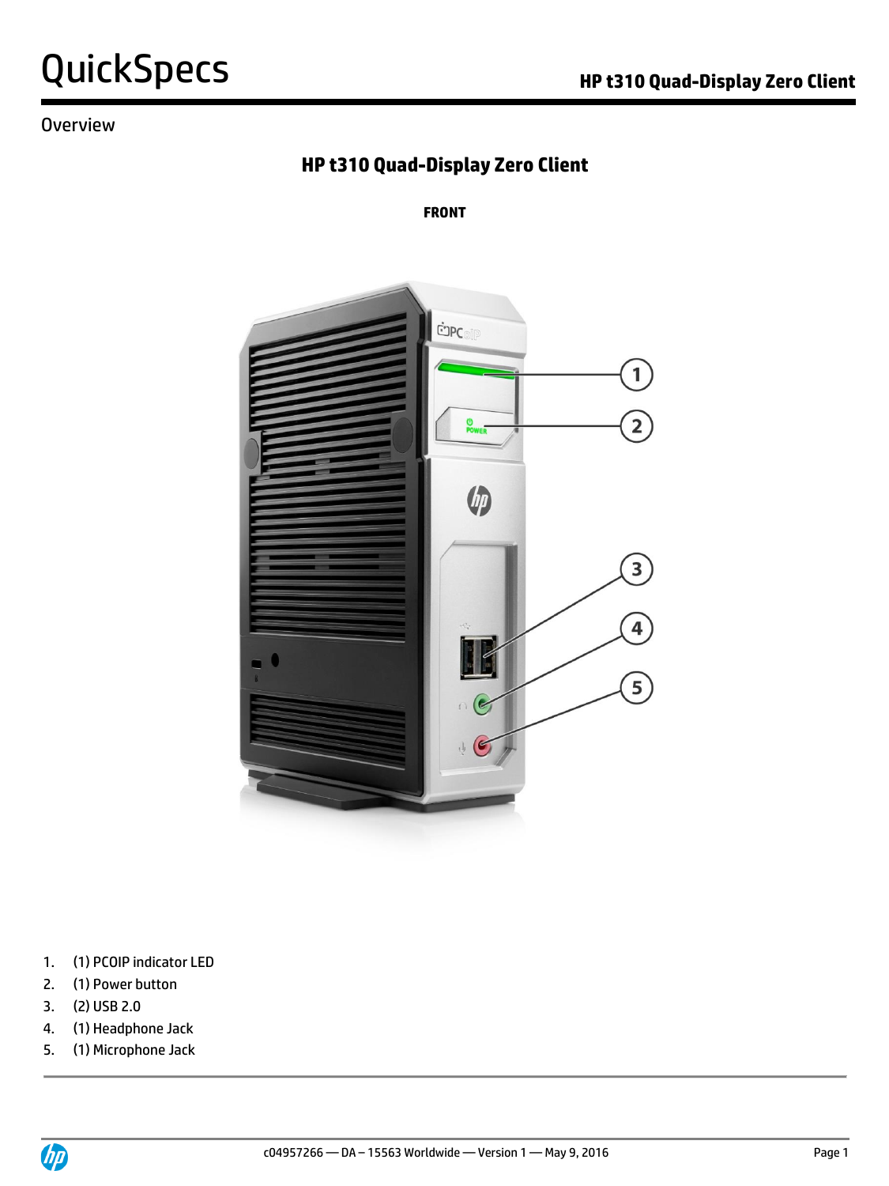# QuickSpecs

## HP t310 Quad-Display Zero Client

### Overview

## HP t310 Quad-Display Zero Client

**FRONT**

1. (1) PCOIP indicator LED
2. (1) Power button
3. (2) USB 2.0
4. (1) Headphone Jack
5. (1) Microphone Jack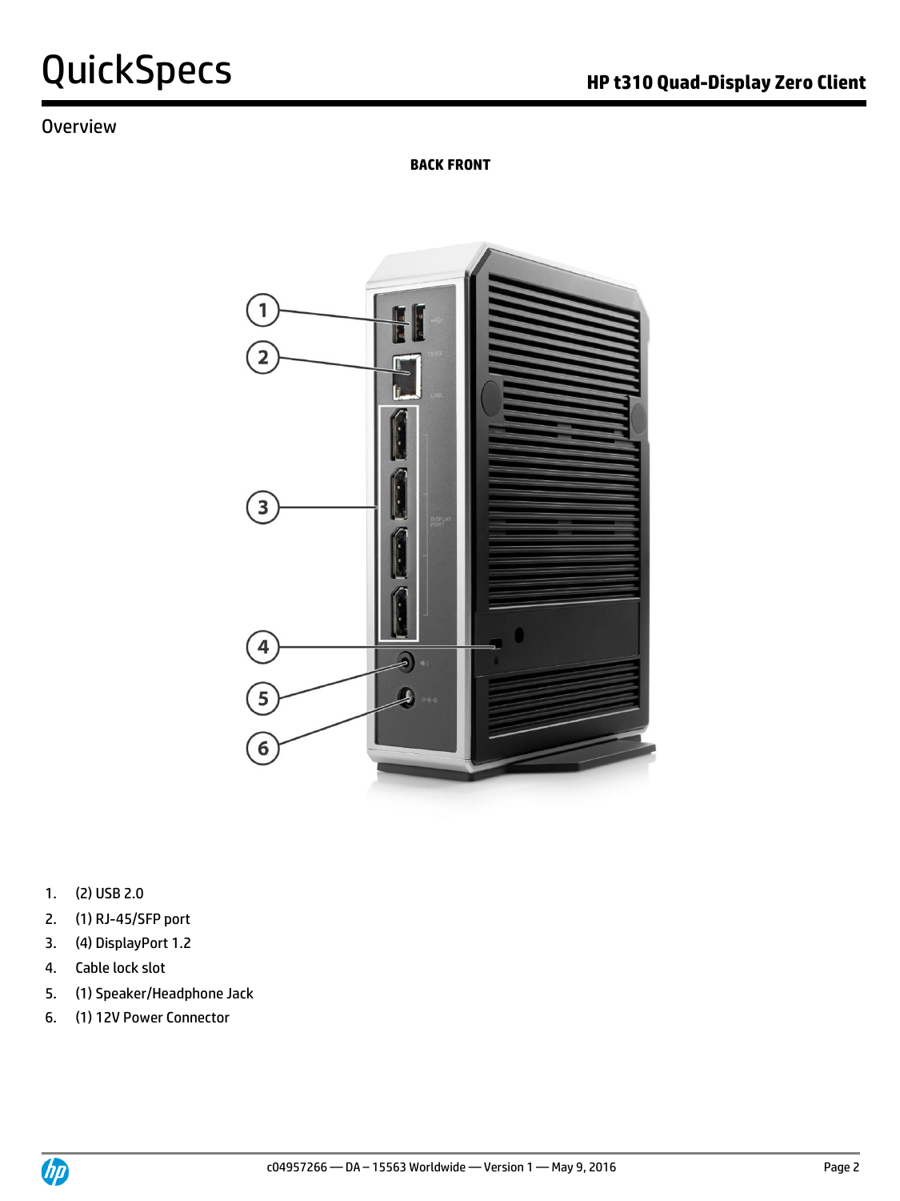## Overview

**BACK FRONT**

1. (2) USB 2.0
2. (1) RJ-45/SFP port
3. (4) DisplayPort 1.2
4. Cable lock slot
5. (1) Speaker/Headphone Jack
6. (1) 12V Power Connector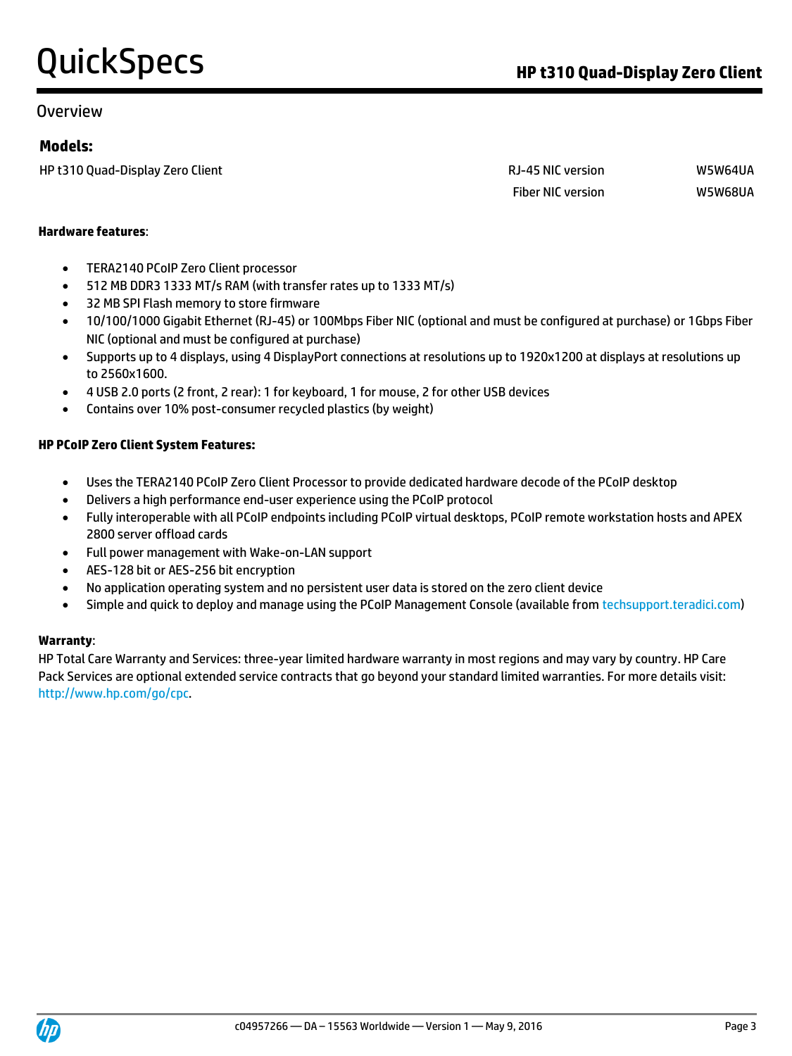## Overview

### Models:

| | | |
|---|---|---|
| HP t310 Quad-Display Zero Client | RJ-45 NIC version | W5W64UA |
| | Fiber NIC version | W5W68UA |

**Hardware features**:

- TERA2140 PCoIP Zero Client processor
- 512 MB DDR3 1333 MT/s RAM (with transfer rates up to 1333 MT/s)
- 32 MB SPI Flash memory to store firmware
- 10/100/1000 Gigabit Ethernet (RJ-45) or 100Mbps Fiber NIC (optional and must be configured at purchase) or 1Gbps Fiber NIC (optional and must be configured at purchase)
- Supports up to 4 displays, using 4 DisplayPort connections at resolutions up to 1920x1200 at displays at resolutions up to 2560x1600.
- 4 USB 2.0 ports (2 front, 2 rear): 1 for keyboard, 1 for mouse, 2 for other USB devices
- Contains over 10% post-consumer recycled plastics (by weight)

**HP PCoIP Zero Client System Features:**

- Uses the TERA2140 PCoIP Zero Client Processor to provide dedicated hardware decode of the PCoIP desktop
- Delivers a high performance end-user experience using the PCoIP protocol
- Fully interoperable with all PCoIP endpoints including PCoIP virtual desktops, PCoIP remote workstation hosts and APEX 2800 server offload cards
- Full power management with Wake-on-LAN support
- AES-128 bit or AES-256 bit encryption
- No application operating system and no persistent user data is stored on the zero client device
- Simple and quick to deploy and manage using the PCoIP Management Console (available from techsupport.teradici.com)

**Warranty**:
HP Total Care Warranty and Services: three-year limited hardware warranty in most regions and may vary by country. HP Care Pack Services are optional extended service contracts that go beyond your standard limited warranties. For more details visit: http://www.hp.com/go/cpc.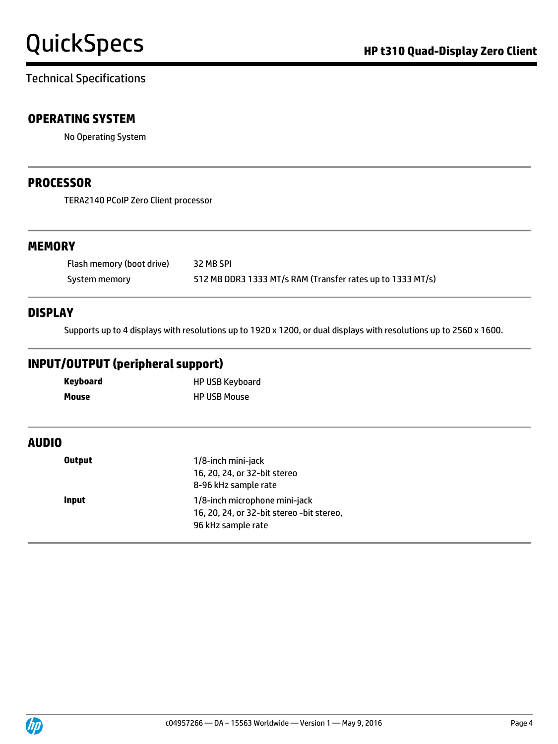Technical Specifications

## OPERATING SYSTEM

No Operating System

## PROCESSOR

TERA2140 PCoIP Zero Client processor

## MEMORY

| | |
|---|---|
| Flash memory (boot drive) | 32 MB SPI |
| System memory | 512 MB DDR3 1333 MT/s RAM (Transfer rates up to 1333 MT/s) |

## DISPLAY

Supports up to 4 displays with resolutions up to 1920 x 1200, or dual displays with resolutions up to 2560 x 1600.

## INPUT/OUTPUT (peripheral support)

| | |
|---|---|
| **Keyboard** | HP USB Keyboard |
| **Mouse** | HP USB Mouse |

## AUDIO

| | |
|---|---|
| **Output** | 1/8-inch mini-jack<br>16, 20, 24, or 32-bit stereo<br>8-96 kHz sample rate |
| **Input** | 1/8-inch microphone mini-jack<br>16, 20, 24, or 32-bit stereo -bit stereo,<br>96 kHz sample rate |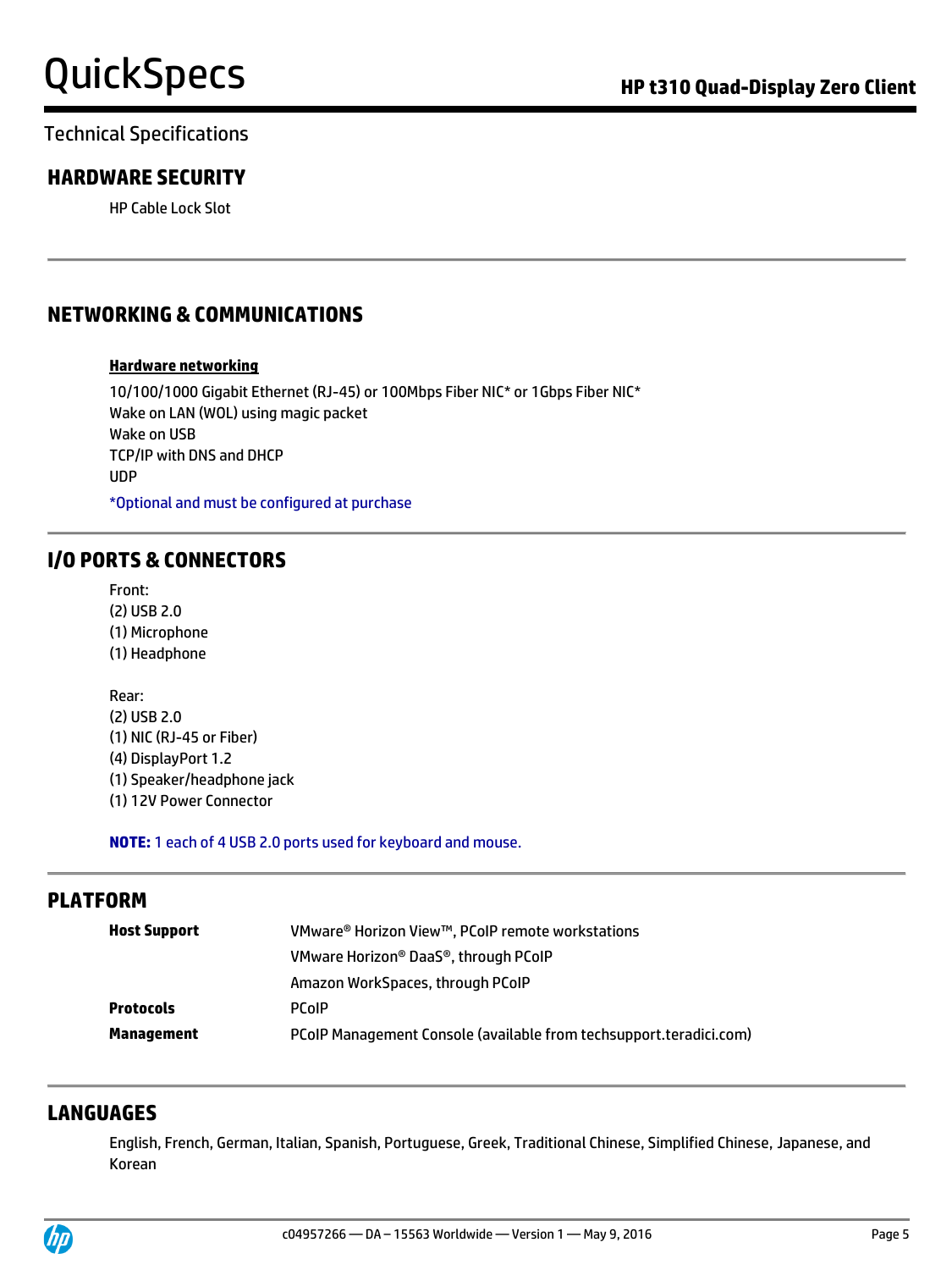Technical Specifications

## HARDWARE SECURITY

HP Cable Lock Slot

## NETWORKING & COMMUNICATIONS

**Hardware networking**

10/100/1000 Gigabit Ethernet (RJ-45) or 100Mbps Fiber NIC* or 1Gbps Fiber NIC*
Wake on LAN (WOL) using magic packet
Wake on USB
TCP/IP with DNS and DHCP
UDP

*Optional and must be configured at purchase

## I/O PORTS & CONNECTORS

Front:
(2) USB 2.0
(1) Microphone
(1) Headphone

Rear:
(2) USB 2.0
(1) NIC (RJ-45 or Fiber)
(4) DisplayPort 1.2
(1) Speaker/headphone jack
(1) 12V Power Connector

**NOTE:** 1 each of 4 USB 2.0 ports used for keyboard and mouse.

## PLATFORM

| | |
|---|---|
| **Host Support** | VMware® Horizon View™, PCoIP remote workstations |
| | VMware Horizon® DaaS®, through PCoIP |
| | Amazon WorkSpaces, through PCoIP |
| **Protocols** | PCoIP |
| **Management** | PCoIP Management Console (available from techsupport.teradici.com) |

## LANGUAGES

English, French, German, Italian, Spanish, Portuguese, Greek, Traditional Chinese, Simplified Chinese, Japanese, and Korean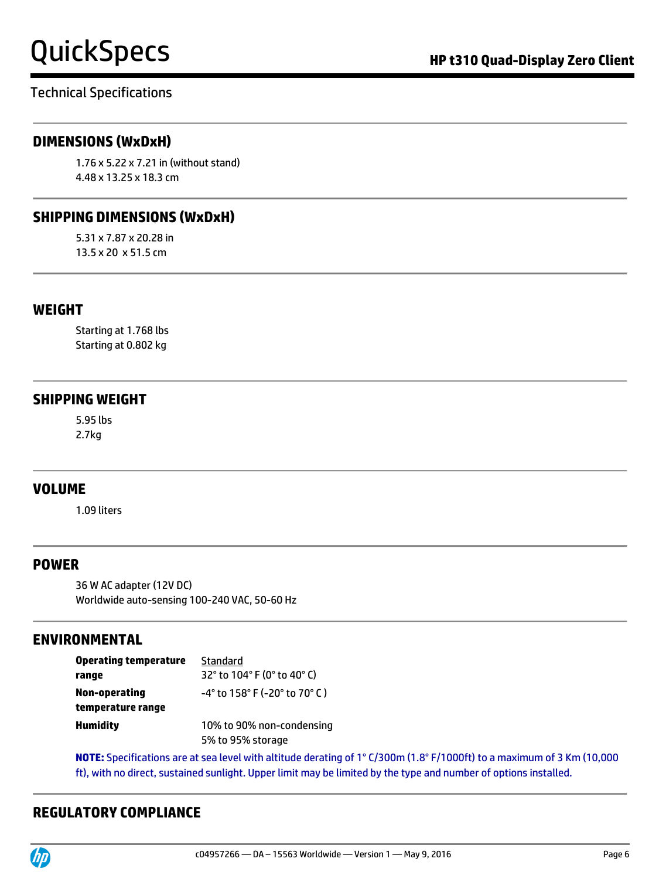Technical Specifications

## DIMENSIONS (WxDxH)

1.76 x 5.22 x 7.21 in (without stand)
4.48 x 13.25 x 18.3 cm

## SHIPPING DIMENSIONS (WxDxH)

5.31 x 7.87 x 20.28 in
13.5 x 20 x 51.5 cm

## WEIGHT

Starting at 1.768 lbs
Starting at 0.802 kg

## SHIPPING WEIGHT

5.95 lbs
2.7kg

## VOLUME

1.09 liters

## POWER

36 W AC adapter (12V DC)
Worldwide auto-sensing 100-240 VAC, 50-60 Hz

## ENVIRONMENTAL

| | |
|---|---|
| **Operating temperature range** | Standard<br>32° to 104° F (0° to 40° C) |
| **Non-operating temperature range** | -4° to 158° F (-20° to 70° C ) |
| **Humidity** | 10% to 90% non-condensing<br>5% to 95% storage |

**NOTE:** Specifications are at sea level with altitude derating of 1° C/300m (1.8° F/1000ft) to a maximum of 3 Km (10,000 ft), with no direct, sustained sunlight. Upper limit may be limited by the type and number of options installed.

## REGULATORY COMPLIANCE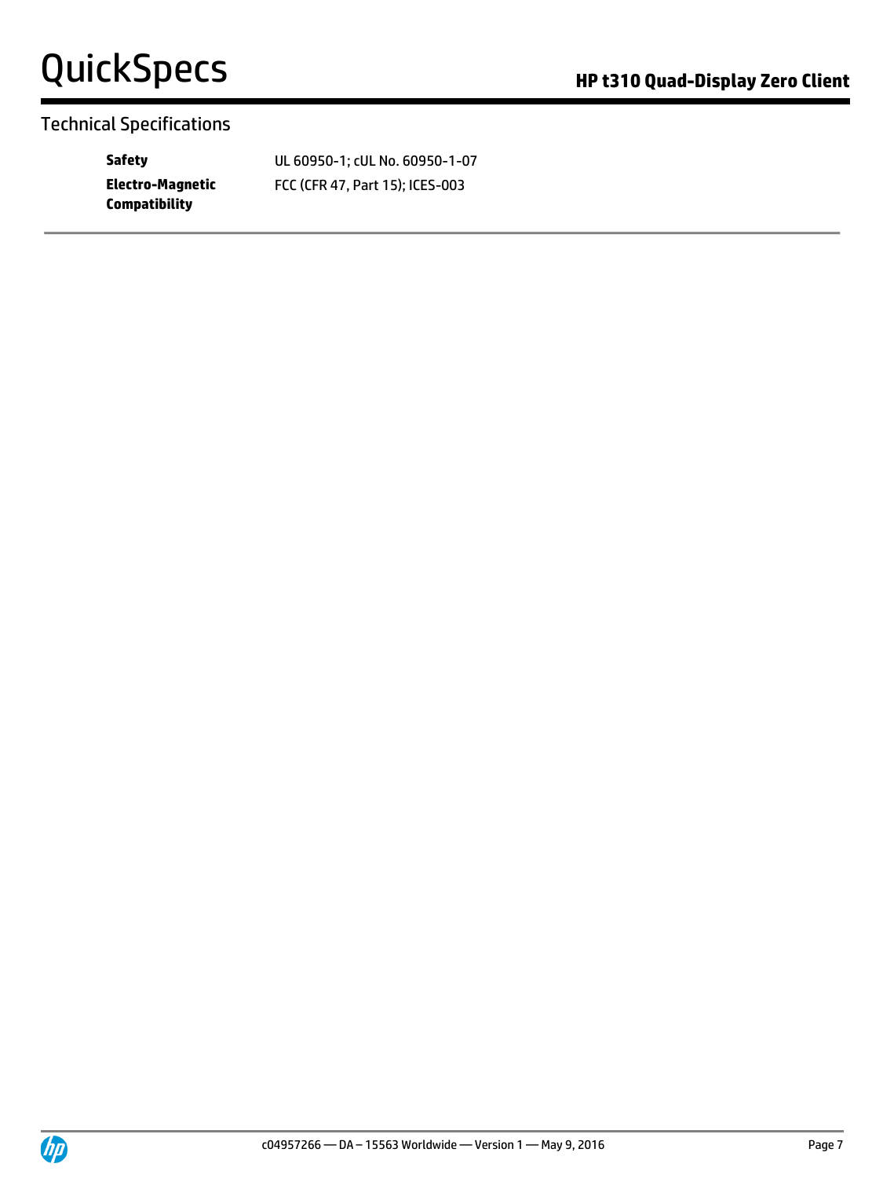## Technical Specifications

| | |
|---|---|
| **Safety** | UL 60950-1; cUL No. 60950-1-07 |
| **Electro-Magnetic Compatibility** | FCC (CFR 47, Part 15); ICES-003 |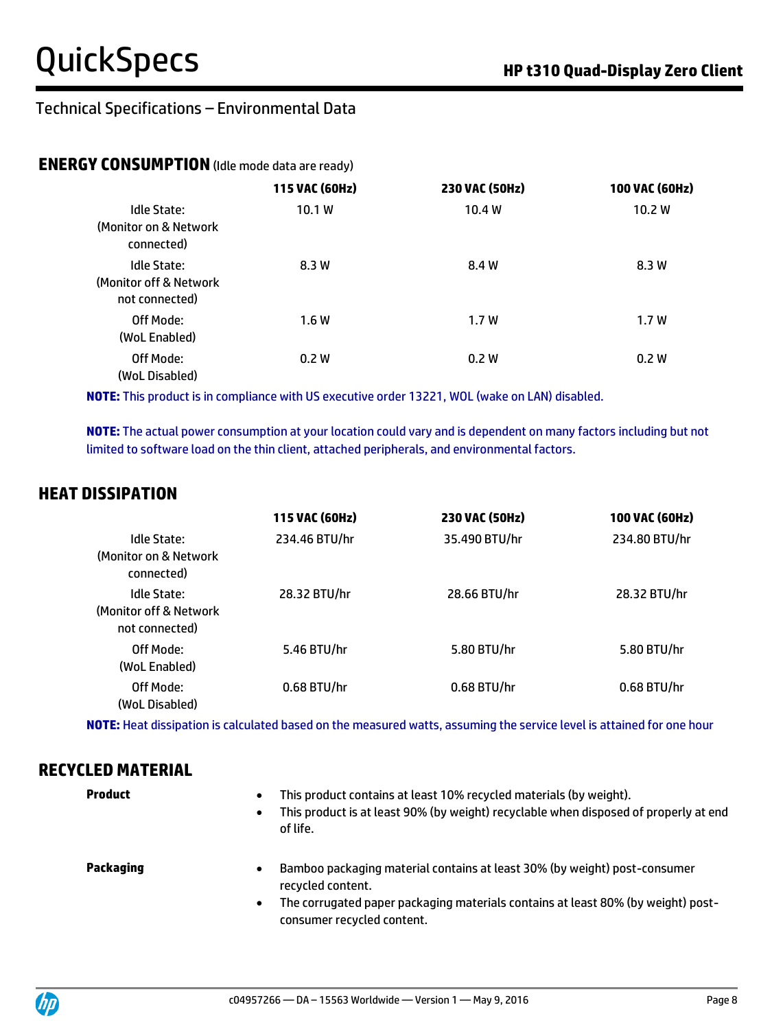## Technical Specifications – Environmental Data

### ENERGY CONSUMPTION (Idle mode data are ready)

| | 115 VAC (60Hz) | 230 VAC (50Hz) | 100 VAC (60Hz) |
|---|---|---|---|
| Idle State: (Monitor on & Network connected) | 10.1 W | 10.4 W | 10.2 W |
| Idle State: (Monitor off & Network not connected) | 8.3 W | 8.4 W | 8.3 W |
| Off Mode: (WoL Enabled) | 1.6 W | 1.7 W | 1.7 W |
| Off Mode: (WoL Disabled) | 0.2 W | 0.2 W | 0.2 W |

**NOTE:** This product is in compliance with US executive order 13221, WOL (wake on LAN) disabled.

**NOTE:** The actual power consumption at your location could vary and is dependent on many factors including but not limited to software load on the thin client, attached peripherals, and environmental factors.

### HEAT DISSIPATION

| | 115 VAC (60Hz) | 230 VAC (50Hz) | 100 VAC (60Hz) |
|---|---|---|---|
| Idle State: (Monitor on & Network connected) | 234.46 BTU/hr | 35.490 BTU/hr | 234.80 BTU/hr |
| Idle State: (Monitor off & Network not connected) | 28.32 BTU/hr | 28.66 BTU/hr | 28.32 BTU/hr |
| Off Mode: (WoL Enabled) | 5.46 BTU/hr | 5.80 BTU/hr | 5.80 BTU/hr |
| Off Mode: (WoL Disabled) | 0.68 BTU/hr | 0.68 BTU/hr | 0.68 BTU/hr |

**NOTE:** Heat dissipation is calculated based on the measured watts, assuming the service level is attained for one hour

### RECYCLED MATERIAL

**Product**

- This product contains at least 10% recycled materials (by weight).
- This product is at least 90% (by weight) recyclable when disposed of properly at end of life.

**Packaging**

- Bamboo packaging material contains at least 30% (by weight) post-consumer recycled content.
- The corrugated paper packaging materials contains at least 80% (by weight) post-consumer recycled content.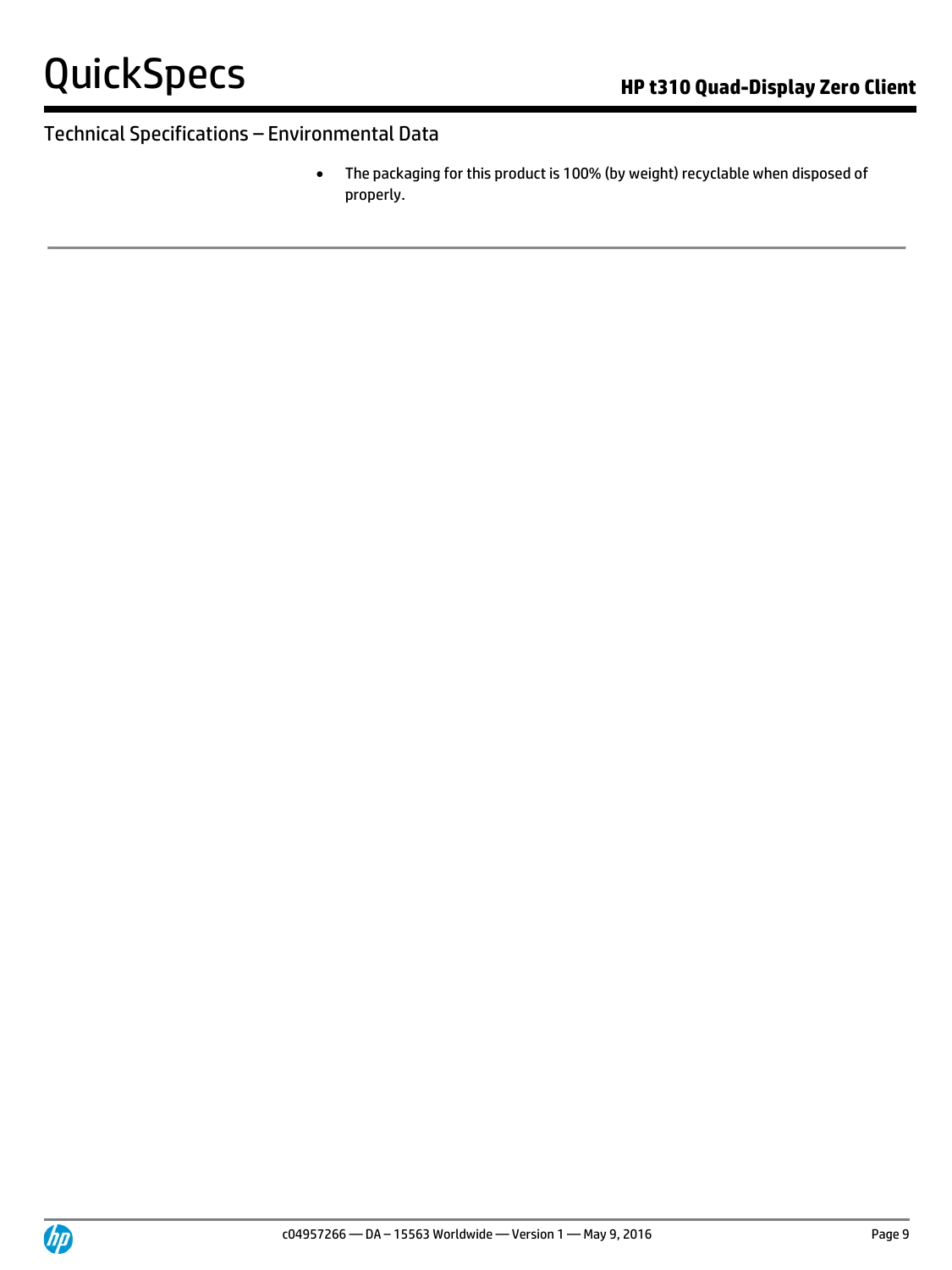## Technical Specifications – Environmental Data

- The packaging for this product is 100% (by weight) recyclable when disposed of properly.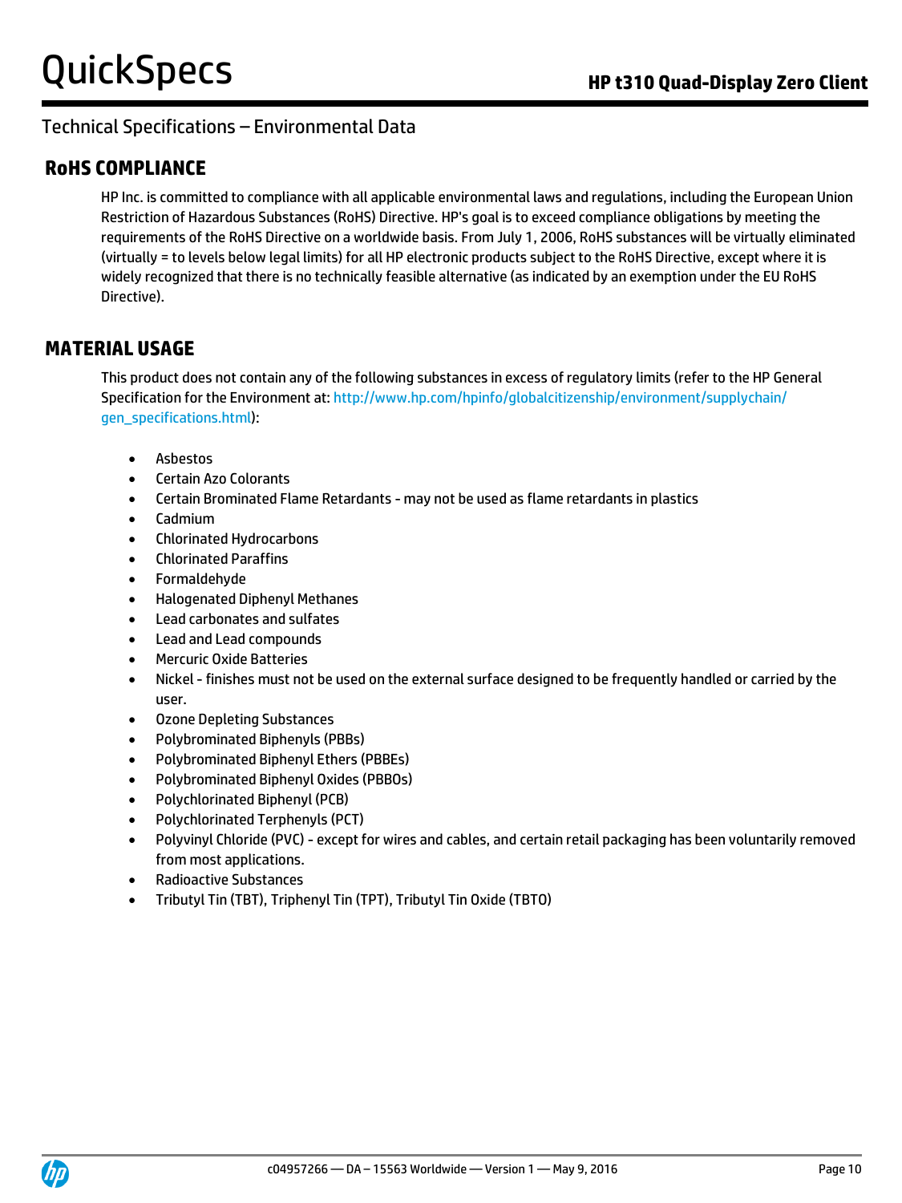## Technical Specifications – Environmental Data

### RoHS COMPLIANCE

HP Inc. is committed to compliance with all applicable environmental laws and regulations, including the European Union Restriction of Hazardous Substances (RoHS) Directive. HP's goal is to exceed compliance obligations by meeting the requirements of the RoHS Directive on a worldwide basis. From July 1, 2006, RoHS substances will be virtually eliminated (virtually = to levels below legal limits) for all HP electronic products subject to the RoHS Directive, except where it is widely recognized that there is no technically feasible alternative (as indicated by an exemption under the EU RoHS Directive).

### MATERIAL USAGE

This product does not contain any of the following substances in excess of regulatory limits (refer to the HP General Specification for the Environment at: http://www.hp.com/hpinfo/globalcitizenship/environment/supplychain/gen_specifications.html):

- Asbestos
- Certain Azo Colorants
- Certain Brominated Flame Retardants - may not be used as flame retardants in plastics
- Cadmium
- Chlorinated Hydrocarbons
- Chlorinated Paraffins
- Formaldehyde
- Halogenated Diphenyl Methanes
- Lead carbonates and sulfates
- Lead and Lead compounds
- Mercuric Oxide Batteries
- Nickel - finishes must not be used on the external surface designed to be frequently handled or carried by the user.
- Ozone Depleting Substances
- Polybrominated Biphenyls (PBBs)
- Polybrominated Biphenyl Ethers (PBBEs)
- Polybrominated Biphenyl Oxides (PBBOs)
- Polychlorinated Biphenyl (PCB)
- Polychlorinated Terphenyls (PCT)
- Polyvinyl Chloride (PVC) - except for wires and cables, and certain retail packaging has been voluntarily removed from most applications.
- Radioactive Substances
- Tributyl Tin (TBT), Triphenyl Tin (TPT), Tributyl Tin Oxide (TBTO)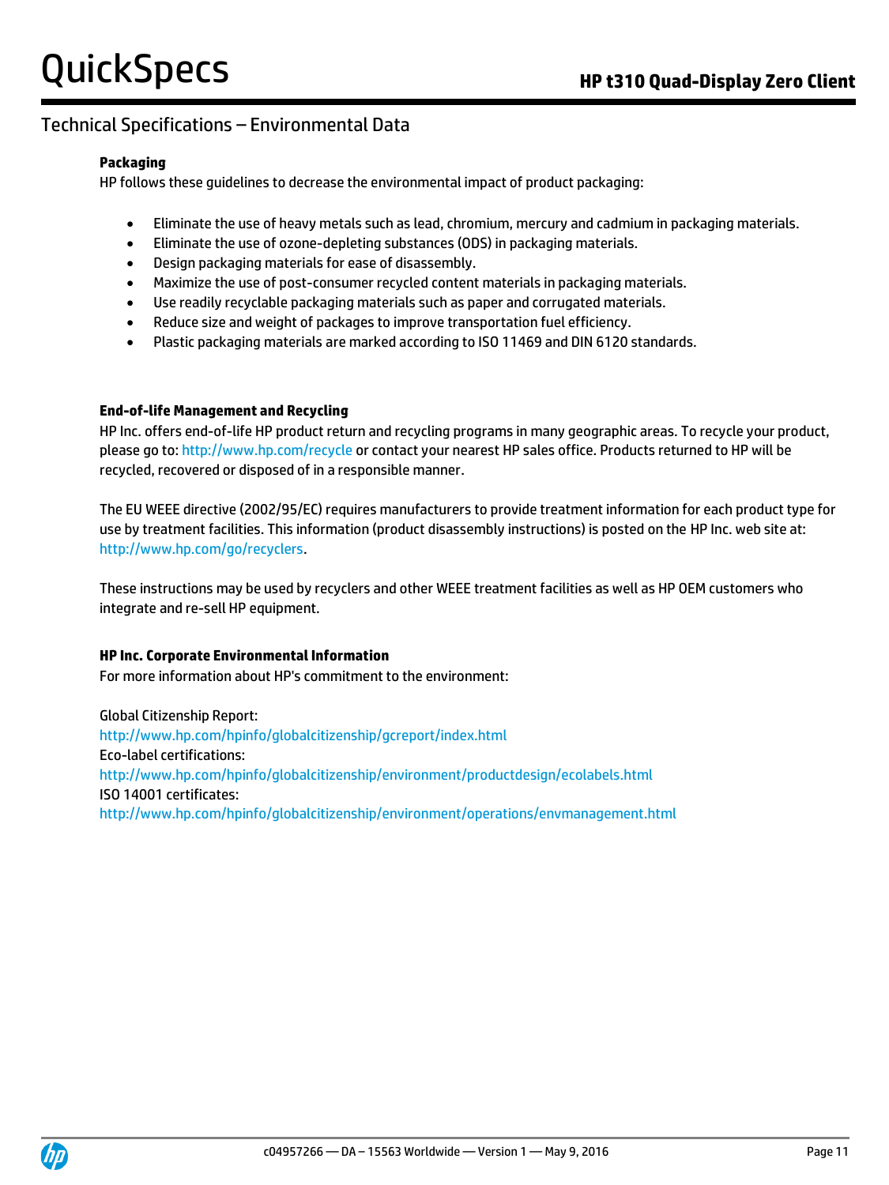## Technical Specifications – Environmental Data

**Packaging**

HP follows these guidelines to decrease the environmental impact of product packaging:

- Eliminate the use of heavy metals such as lead, chromium, mercury and cadmium in packaging materials.
- Eliminate the use of ozone-depleting substances (ODS) in packaging materials.
- Design packaging materials for ease of disassembly.
- Maximize the use of post-consumer recycled content materials in packaging materials.
- Use readily recyclable packaging materials such as paper and corrugated materials.
- Reduce size and weight of packages to improve transportation fuel efficiency.
- Plastic packaging materials are marked according to ISO 11469 and DIN 6120 standards.

**End-of-life Management and Recycling**

HP Inc. offers end-of-life HP product return and recycling programs in many geographic areas. To recycle your product, please go to: http://www.hp.com/recycle or contact your nearest HP sales office. Products returned to HP will be recycled, recovered or disposed of in a responsible manner.

The EU WEEE directive (2002/95/EC) requires manufacturers to provide treatment information for each product type for use by treatment facilities. This information (product disassembly instructions) is posted on the HP Inc. web site at: http://www.hp.com/go/recyclers.

These instructions may be used by recyclers and other WEEE treatment facilities as well as HP OEM customers who integrate and re-sell HP equipment.

**HP Inc. Corporate Environmental Information**

For more information about HP's commitment to the environment:

Global Citizenship Report:
http://www.hp.com/hpinfo/globalcitizenship/gcreport/index.html
Eco-label certifications:
http://www.hp.com/hpinfo/globalcitizenship/environment/productdesign/ecolabels.html
ISO 14001 certificates:
http://www.hp.com/hpinfo/globalcitizenship/environment/operations/envmanagement.html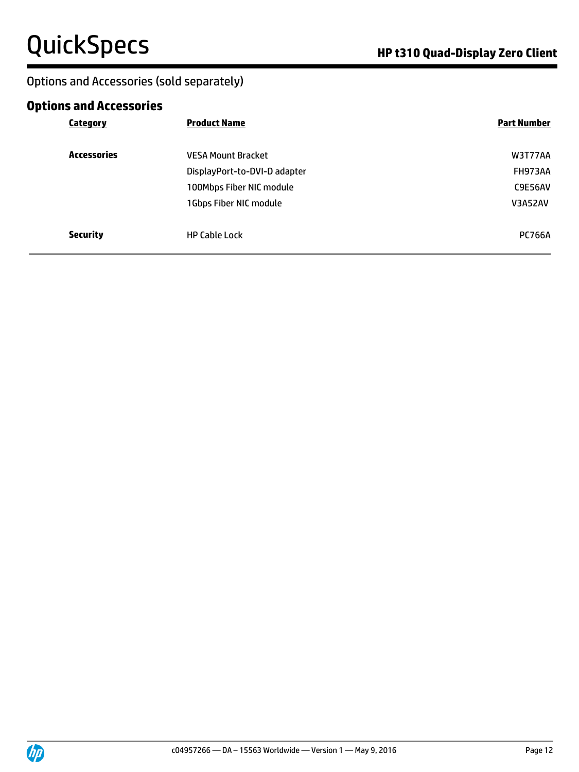Options and Accessories (sold separately)

## Options and Accessories

| Category | Product Name | Part Number |
|---|---|---|
| **Accessories** | VESA Mount Bracket | W3T77AA |
| | DisplayPort-to-DVI-D adapter | FH973AA |
| | 100Mbps Fiber NIC module | C9E56AV |
| | 1Gbps Fiber NIC module | V3A52AV |
| **Security** | HP Cable Lock | PC766A |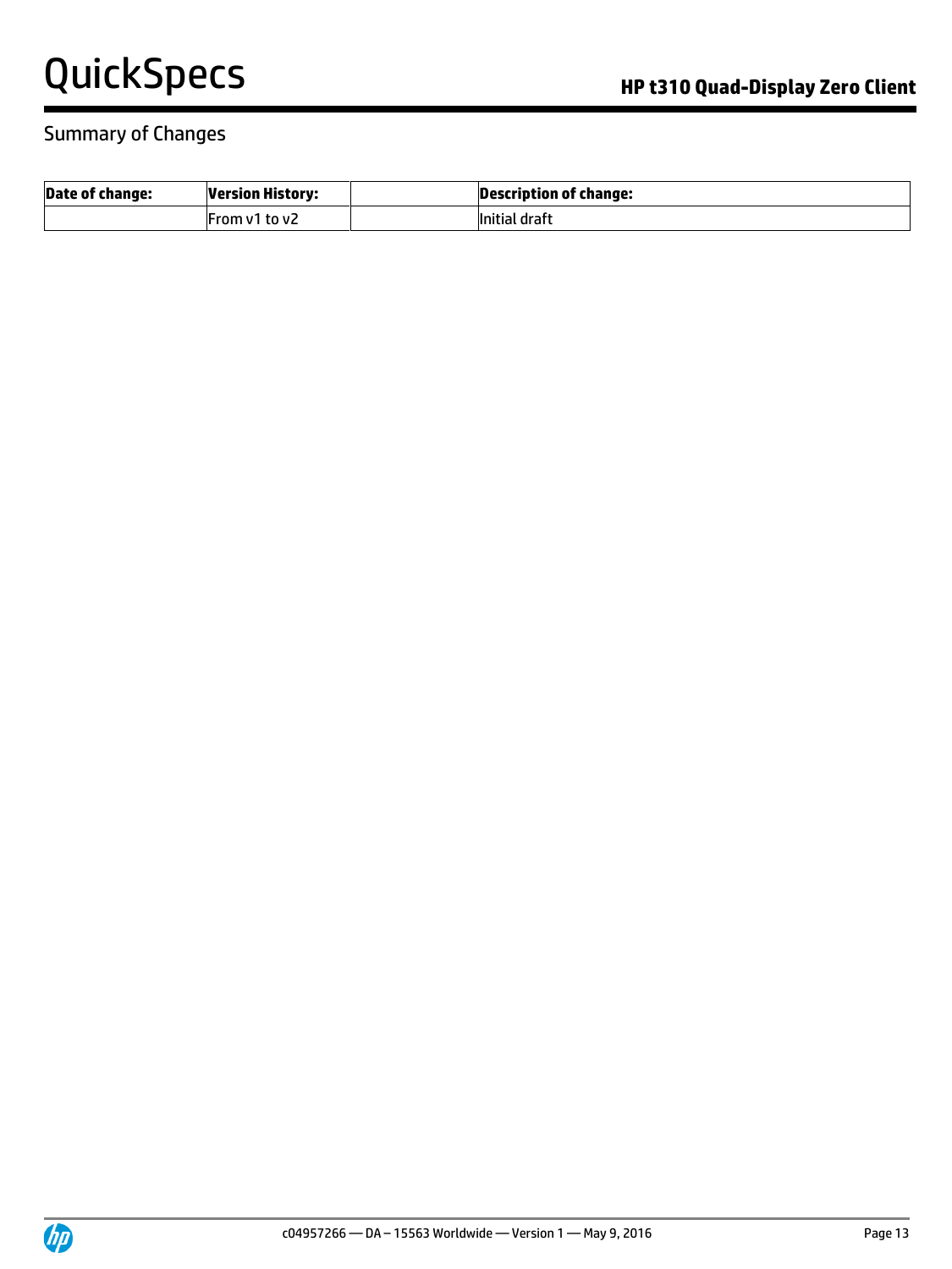## Summary of Changes

| Date of change: | Version History: | | Description of change: |
|---|---|---|---|
| | From v1 to v2 | | Initial draft |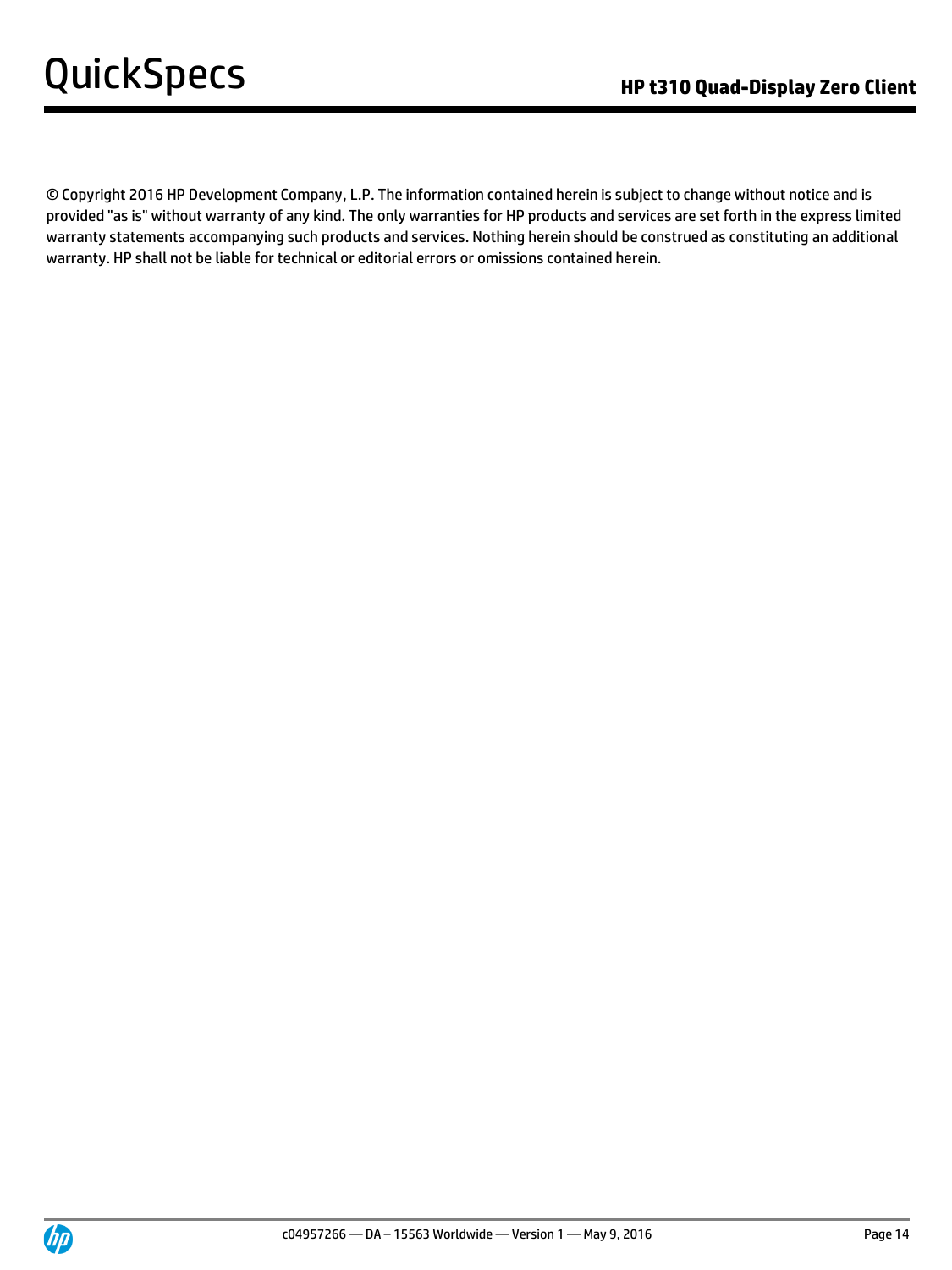© Copyright 2016 HP Development Company, L.P. The information contained herein is subject to change without notice and is provided "as is" without warranty of any kind. The only warranties for HP products and services are set forth in the express limited warranty statements accompanying such products and services. Nothing herein should be construed as constituting an additional warranty. HP shall not be liable for technical or editorial errors or omissions contained herein.